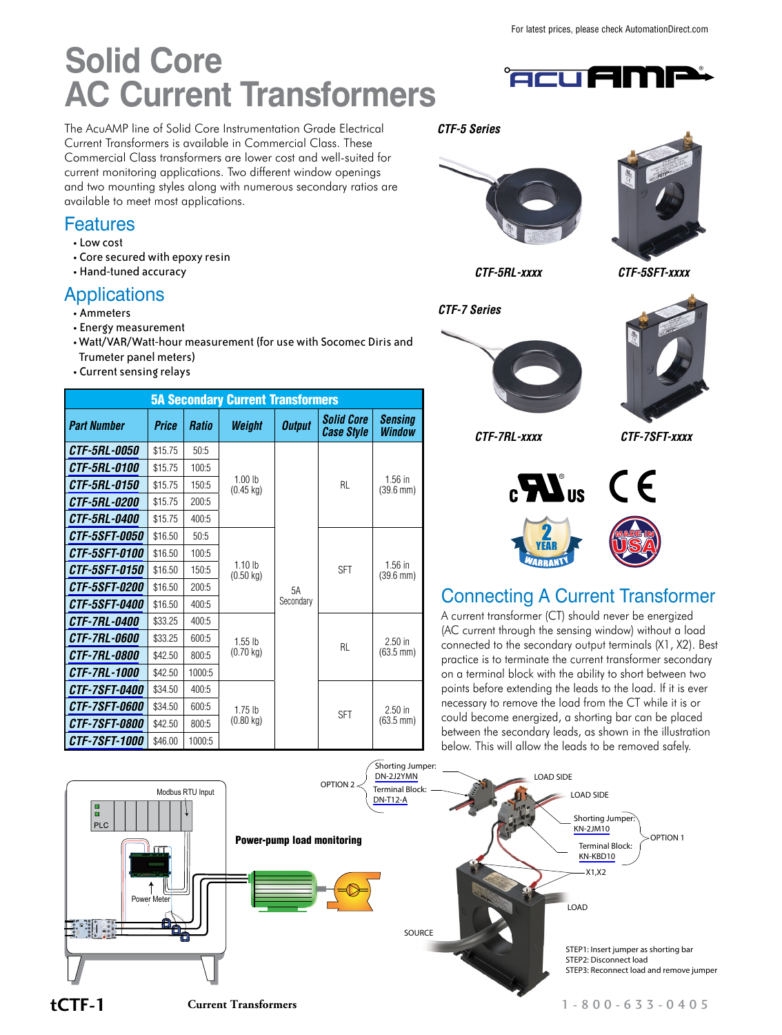# Solid Core AC Current Transformers

The AcuAMP line of Solid Core Instrumentation Grade Electrical Current Transformers is available in Commercial Class. These Commercial Class transformers are lower cost and well-suited for current monitoring applications. Two different window openings and two mounting styles along with numerous secondary ratios are available to meet most applications.

## Features

- Low cost
- Core secured with epoxy resin
- Hand-tuned accuracy

## Applications

- Ammeters
- Energy measurement
- Watt/VAR/Watt-hour measurement (for use with Socomec Diris and Trumeter panel meters)
- Current sensing relays

*CTF-5 Series*

*CTF-5RL-xxxx* *CTF-5SFT-xxxx*

*CTF-7 Series*

*CTF-7RL-xxxx* *CTF-7SFT-xxxx*

| 5A Secondary Current Transformers | | | | | | |
|---|---|---|---|---|---|---|
| **Part Number** | **Price** | **Ratio** | **Weight** | **Output** | **Solid Core Case Style** | **Sensing Window** |
| CTF-5RL-0050 | $15.75 | 50:5 | 1.00 lb (0.45 kg) | 5A Secondary | RL | 1.56 in (39.6 mm) |
| CTF-5RL-0100 | $15.75 | 100:5 | | | | |
| CTF-5RL-0150 | $15.75 | 150:5 | | | | |
| CTF-5RL-0200 | $15.75 | 200:5 | | | | |
| CTF-5RL-0400 | $15.75 | 400:5 | | | | |
| CTF-5SFT-0050 | $16.50 | 50:5 | 1.10 lb (0.50 kg) | | SFT | 1.56 in (39.6 mm) |
| CTF-5SFT-0100 | $16.50 | 100:5 | | | | |
| CTF-5SFT-0150 | $16.50 | 150:5 | | | | |
| CTF-5SFT-0200 | $16.50 | 200:5 | | | | |
| CTF-5SFT-0400 | $16.50 | 400:5 | | | | |
| CTF-7RL-0400 | $33.25 | 400:5 | 1.55 lb (0.70 kg) | | RL | 2.50 in (63.5 mm) |
| CTF-7RL-0600 | $33.25 | 600:5 | | | | |
| CTF-7RL-0800 | $42.50 | 800:5 | | | | |
| CTF-7RL-1000 | $42.50 | 1000:5 | | | | |
| CTF-7SFT-0400 | $34.50 | 400:5 | 1.75 lb (0.80 kg) | | SFT | 2.50 in (63.5 mm) |
| CTF-7SFT-0600 | $34.50 | 600:5 | | | | |
| CTF-7SFT-0800 | $42.50 | 800:5 | | | | |
| CTF-7SFT-1000 | $46.00 | 1000:5 | | | | |

## Connecting A Current Transformer

A current transformer (CT) should never be energized (AC current through the sensing window) without a load connected to the secondary output terminals (X1, X2). Best practice is to terminate the current transformer secondary on a terminal block with the ability to short between two points before extending the leads to the load. If it is ever necessary to remove the load from the CT while it is or could become energized, a shorting bar can be placed between the secondary leads, as shown in the illustration below. This will allow the leads to be removed safely.

**Power-pump load monitoring**

Modbus RTU Input
PLC
Power Meter

OPTION 2 — Shorting Jumper: DN-2J2YMN; Terminal Block: DN-T12-A

OPTION 1 — Shorting Jumper: KN-2JM10; Terminal Block: KN-KBD10

LOAD SIDE
LOAD SIDE
X1,X2
LOAD
SOURCE

STEP1: Insert jumper as shorting bar
STEP2: Disconnect load
STEP3: Reconnect load and remove jumper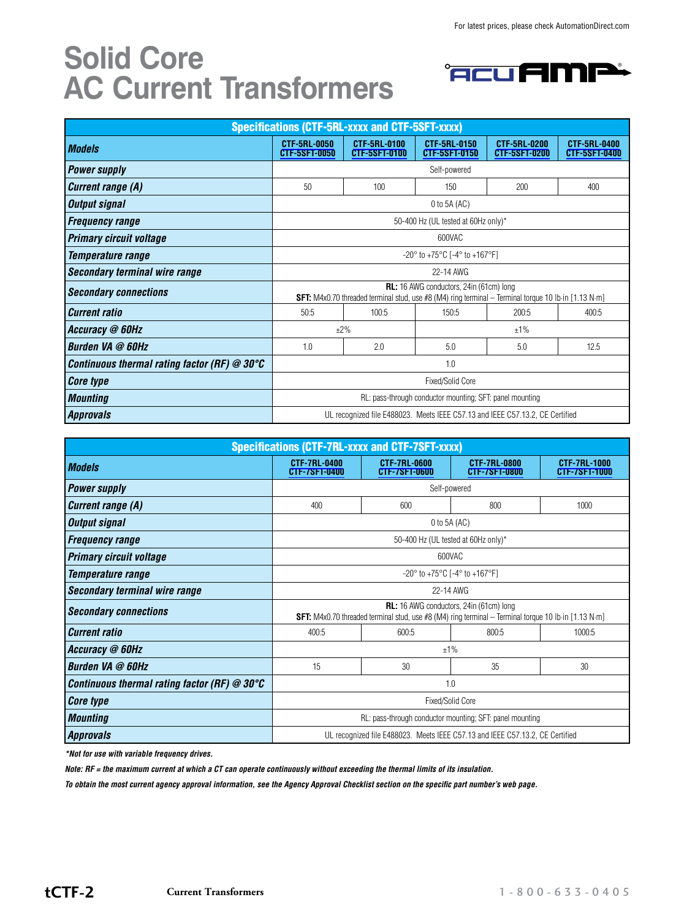# Solid Core AC Current Transformers

ACUAMP®

| Specifications (CTF-5RL-xxxx and CTF-5SFT-xxxx) | | | | | |
|---|---|---|---|---|---|
| ***Models*** | CTF-5RL-0050 CTF-5SFT-0050 | CTF-5RL-0100 CTF-5SFT-0100 | CTF-5RL-0150 CTF-5SFT-0150 | CTF-5RL-0200 CTF-5SFT-0200 | CTF-5RL-0400 CTF-5SFT-0400 |
| ***Power supply*** | Self-powered | | | | |
| ***Current range (A)*** | 50 | 100 | 150 | 200 | 400 |
| ***Output signal*** | 0 to 5A (AC) | | | | |
| ***Frequency range*** | 50-400 Hz (UL tested at 60Hz only)* | | | | |
| ***Primary circuit voltage*** | 600VAC | | | | |
| ***Temperature range*** | -20° to +75°C [-4° to +167°F] | | | | |
| ***Secondary terminal wire range*** | 22-14 AWG | | | | |
| ***Secondary connections*** | **RL:** 16 AWG conductors, 24in (61cm) long **SFT:** M4x0.70 threaded terminal stud, use #8 (M4) ring terminal – Terminal torque 10 lb·in [1.13 N·m] | | | | |
| ***Current ratio*** | 50:5 | 100:5 | 150:5 | 200:5 | 400:5 |
| ***Accuracy @ 60Hz*** | ±2% | | ±1% | | |
| ***Burden VA @ 60Hz*** | 1.0 | 2.0 | 5.0 | 5.0 | 12.5 |
| ***Continuous thermal rating factor (RF) @ 30°C*** | 1.0 | | | | |
| ***Core type*** | Fixed/Solid Core | | | | |
| ***Mounting*** | RL: pass-through conductor mounting; SFT: panel mounting | | | | |
| ***Approvals*** | UL recognized file E488023. Meets IEEE C57.13 and IEEE C57.13.2, CE Certified | | | | |

| Specifications (CTF-7RL-xxxx and CTF-7SFT-xxxx) | | | | |
|---|---|---|---|---|
| ***Models*** | CTF-7RL-0400 CTF-7SFT-0400 | CTF-7RL-0600 CTF-7SFT-0600 | CTF-7RL-0800 CTF-7SFT-0800 | CTF-7RL-1000 CTF-7SFT-1000 |
| ***Power supply*** | Self-powered | | | |
| ***Current range (A)*** | 400 | 600 | 800 | 1000 |
| ***Output signal*** | 0 to 5A (AC) | | | |
| ***Frequency range*** | 50-400 Hz (UL tested at 60Hz only)* | | | |
| ***Primary circuit voltage*** | 600VAC | | | |
| ***Temperature range*** | -20° to +75°C [-4° to +167°F] | | | |
| ***Secondary terminal wire range*** | 22-14 AWG | | | |
| ***Secondary connections*** | **RL:** 16 AWG conductors, 24in (61cm) long **SFT:** M4x0.70 threaded terminal stud, use #8 (M4) ring terminal – Terminal torque 10 lb·in [1.13 N·m] | | | |
| ***Current ratio*** | 400:5 | 600:5 | 800:5 | 1000:5 |
| ***Accuracy @ 60Hz*** | ±1% | | | |
| ***Burden VA @ 60Hz*** | 15 | 30 | 35 | 30 |
| ***Continuous thermal rating factor (RF) @ 30°C*** | 1.0 | | | |
| ***Core type*** | Fixed/Solid Core | | | |
| ***Mounting*** | RL: pass-through conductor mounting; SFT: panel mounting | | | |
| ***Approvals*** | UL recognized file E488023. Meets IEEE C57.13 and IEEE C57.13.2, CE Certified | | | |

****Not for use with variable frequency drives.***

***Note: RF = the maximum current at which a CT can operate continuously without exceeding the thermal limits of its insulation.***

***To obtain the most current agency approval information, see the Agency Approval Checklist section on the specific part number's web page.***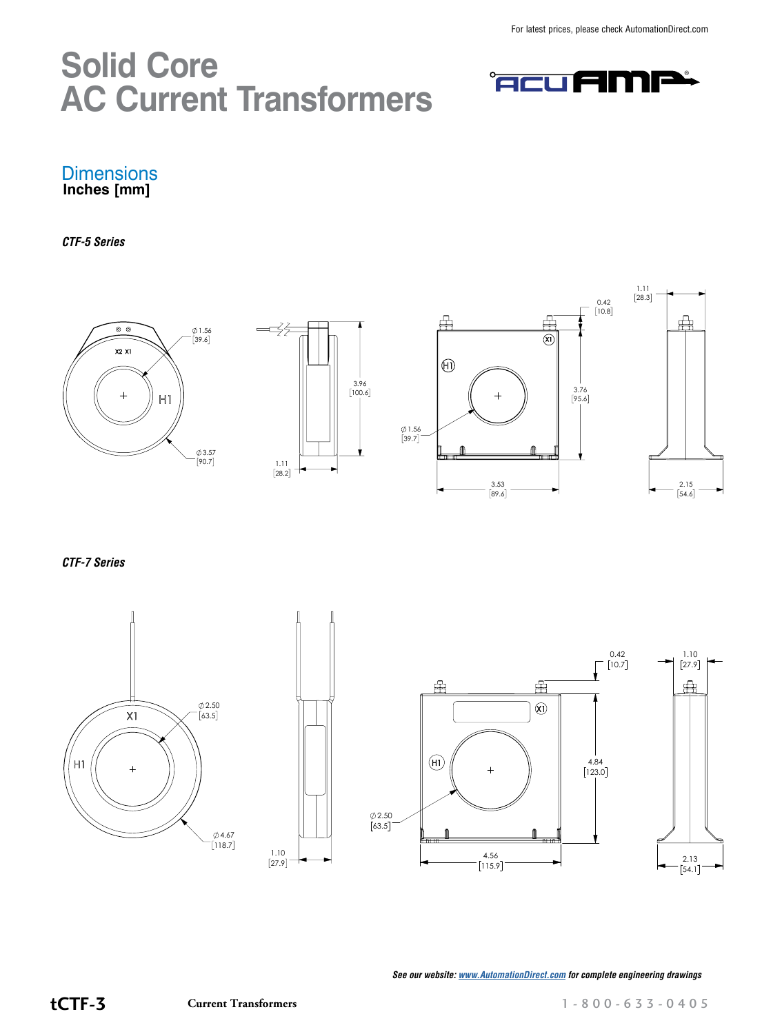# Solid Core AC Current Transformers

## Dimensions
**Inches [mm]**

***CTF-5 Series***

X2 X1

H1

∅1.56
[39.6]

∅3.57
[90.7]

3.96
[100.6]

1.11
[28.2]

X1

H1

∅1.56
[39.7]

0.42
[10.8]

3.76
[95.6]

3.53
[89.6]

1.11
[28.3]

2.15
[54.6]

***CTF-7 Series***

X1

H1

∅2.50
[63.5]

∅4.67
[118.7]

1.10
[27.9]

X1

H1

∅2.50
[63.5]

0.42
[10.7]

4.84
[123.0]

4.56
[115.9]

1.10
[27.9]

2.13
[54.1]

***See our website: www.AutomationDirect.com for complete engineering drawings***